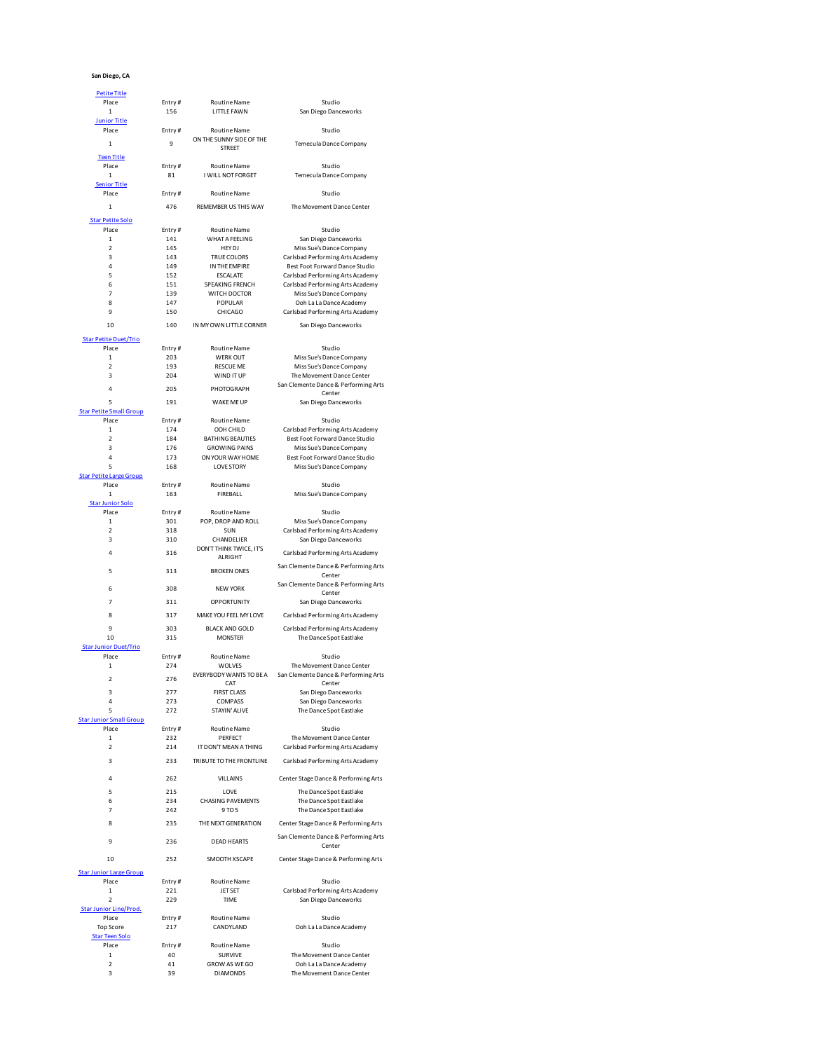**San Diego, CA**

### Petite Title

| Place | Entry # | Routine Name | Studio |
|---|---|---|---|
| 1 | 156 | LITTLE FAWN | San Diego Danceworks |

### Junior Title

| Place | Entry # | Routine Name | Studio |
|---|---|---|---|
| 1 | 9 | ON THE SUNNY SIDE OF THE STREET | Temecula Dance Company |

### Teen Title

| Place | Entry # | Routine Name | Studio |
|---|---|---|---|
| 1 | 81 | I WILL NOT FORGET | Temecula Dance Company |

### Senior Title

| Place | Entry # | Routine Name | Studio |
|---|---|---|---|
| 1 | 476 | REMEMBER US THIS WAY | The Movement Dance Center |

### Star Petite Solo

| Place | Entry # | Routine Name | Studio |
|---|---|---|---|
| 1 | 141 | WHAT A FEELING | San Diego Danceworks |
| 2 | 145 | HEY DJ | Miss Sue's Dance Company |
| 3 | 143 | TRUE COLORS | Carlsbad Performing Arts Academy |
| 4 | 149 | IN THE EMPIRE | Best Foot Forward Dance Studio |
| 5 | 152 | ESCALATE | Carlsbad Performing Arts Academy |
| 6 | 151 | SPEAKING FRENCH | Carlsbad Performing Arts Academy |
| 7 | 139 | WITCH DOCTOR | Miss Sue's Dance Company |
| 8 | 147 | POPULAR | Ooh La La Dance Academy |
| 9 | 150 | CHICAGO | Carlsbad Performing Arts Academy |
| 10 | 140 | IN MY OWN LITTLE CORNER | San Diego Danceworks |

### Star Petite Duet/Trio

| Place | Entry # | Routine Name | Studio |
|---|---|---|---|
| 1 | 203 | WERK OUT | Miss Sue's Dance Company |
| 2 | 193 | RESCUE ME | Miss Sue's Dance Company |
| 3 | 204 | WIND IT UP | The Movement Dance Center |
| 4 | 205 | PHOTOGRAPH | San Clemente Dance & Performing Arts Center |
| 5 | 191 | WAKE ME UP | San Diego Danceworks |

### Star Petite Small Group

| Place | Entry # | Routine Name | Studio |
|---|---|---|---|
| 1 | 174 | OOH CHILD | Carlsbad Performing Arts Academy |
| 2 | 184 | BATHING BEAUTIES | Best Foot Forward Dance Studio |
| 3 | 176 | GROWING PAINS | Miss Sue's Dance Company |
| 4 | 173 | ON YOUR WAY HOME | Best Foot Forward Dance Studio |
| 5 | 168 | LOVE STORY | Miss Sue's Dance Company |

### Star Petite Large Group

| Place | Entry # | Routine Name | Studio |
|---|---|---|---|
| 1 | 163 | FIREBALL | Miss Sue's Dance Company |

### Star Junior Solo

| Place | Entry # | Routine Name | Studio |
|---|---|---|---|
| 1 | 301 | POP, DROP AND ROLL | Miss Sue's Dance Company |
| 2 | 318 | SUN | Carlsbad Performing Arts Academy |
| 3 | 310 | CHANDELIER | San Diego Danceworks |
| 4 | 316 | DON'T THINK TWICE, IT'S ALRIGHT | Carlsbad Performing Arts Academy |
| 5 | 313 | BROKEN ONES | San Clemente Dance & Performing Arts Center |
| 6 | 308 | NEW YORK | San Clemente Dance & Performing Arts Center |
| 7 | 311 | OPPORTUNITY | San Diego Danceworks |
| 8 | 317 | MAKE YOU FEEL MY LOVE | Carlsbad Performing Arts Academy |
| 9 | 303 | BLACK AND GOLD | Carlsbad Performing Arts Academy |
| 10 | 315 | MONSTER | The Dance Spot Eastlake |

### Star Junior Duet/Trio

| Place | Entry # | Routine Name | Studio |
|---|---|---|---|
| 1 | 274 | WOLVES | The Movement Dance Center |
| 2 | 276 | EVERYBODY WANTS TO BE A CAT | San Clemente Dance & Performing Arts Center |
| 3 | 277 | FIRST CLASS | San Diego Danceworks |
| 4 | 273 | COMPASS | San Diego Danceworks |
| 5 | 272 | STAYIN' ALIVE | The Dance Spot Eastlake |

### Star Junior Small Group

| Place | Entry # | Routine Name | Studio |
|---|---|---|---|
| 1 | 232 | PERFECT | The Movement Dance Center |
| 2 | 214 | IT DON'T MEAN A THING | Carlsbad Performing Arts Academy |
| 3 | 233 | TRIBUTE TO THE FRONTLINE | Carlsbad Performing Arts Academy |
| 4 | 262 | VILLAINS | Center Stage Dance & Performing Arts |
| 5 | 215 | LOVE | The Dance Spot Eastlake |
| 6 | 234 | CHASING PAVEMENTS | The Dance Spot Eastlake |
| 7 | 242 | 9 TO 5 | The Dance Spot Eastlake |
| 8 | 235 | THE NEXT GENERATION | Center Stage Dance & Performing Arts |
| 9 | 236 | DEAD HEARTS | San Clemente Dance & Performing Arts Center |
| 10 | 252 | SMOOTH XSCAPE | Center Stage Dance & Performing Arts |

### Star Junior Large Group

| Place | Entry # | Routine Name | Studio |
|---|---|---|---|
| 1 | 221 | JET SET | Carlsbad Performing Arts Academy |
| 2 | 229 | TIME | San Diego Danceworks |

### Star Junior Line/Prod.

| Place | Entry # | Routine Name | Studio |
|---|---|---|---|
| Top Score | 217 | CANDYLAND | Ooh La La Dance Academy |

### Star Teen Solo

| Place | Entry # | Routine Name | Studio |
|---|---|---|---|
| 1 | 40 | SURVIVE | The Movement Dance Center |
| 2 | 41 | GROW AS WE GO | Ooh La La Dance Academy |
| 3 | 39 | DIAMONDS | The Movement Dance Center |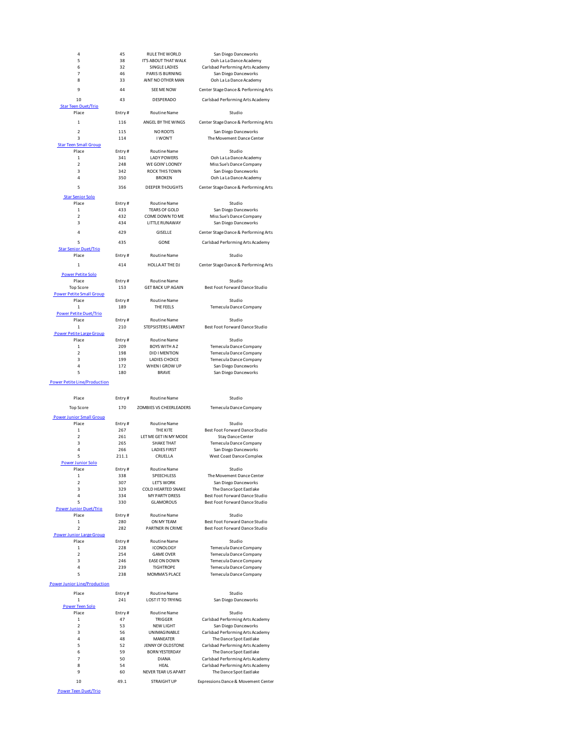| Place | Entry # | Routine Name | Studio |
| --- | --- | --- | --- |
| 4 | 45 | RULE THE WORLD | San Diego Danceworks |
| 5 | 38 | IT'S ABOUT THAT WALK | Ooh La La Dance Academy |
| 6 | 32 | SINGLE LADIES | Carlsbad Performing Arts Academy |
| 7 | 46 | PARIS IS BURNING | San Diego Danceworks |
| 8 | 33 | AINT NO OTHER MAN | Ooh La La Dance Academy |
| 9 | 44 | SEE ME NOW | Center Stage Dance & Performing Arts |
| 10 | 43 | DESPERADO | Carlsbad Performing Arts Academy |

### Star Teen Duet/Trio

| Place | Entry # | Routine Name | Studio |
| --- | --- | --- | --- |
| 1 | 116 | ANGEL BY THE WINGS | Center Stage Dance & Performing Arts |
| 2 | 115 | NO ROOTS | San Diego Danceworks |
| 3 | 114 | I WON'T | The Movement Dance Center |

### Star Teen Small Group

| Place | Entry # | Routine Name | Studio |
| --- | --- | --- | --- |
| 1 | 341 | LADY POWERS | Ooh La La Dance Academy |
| 2 | 248 | WE GOIN' LOONEY | Miss Sue's Dance Company |
| 3 | 342 | ROCK THIS TOWN | San Diego Danceworks |
| 4 | 350 | BROKEN | Ooh La La Dance Academy |
| 5 | 356 | DEEPER THOUGHTS | Center Stage Dance & Performing Arts |

### Star Senior Solo

| Place | Entry # | Routine Name | Studio |
| --- | --- | --- | --- |
| 1 | 433 | TEARS OF GOLD | San Diego Danceworks |
| 2 | 432 | COME DOWN TO ME | Miss Sue's Dance Company |
| 3 | 434 | LITTLE RUNAWAY | San Diego Danceworks |
| 4 | 429 | GISELLE | Center Stage Dance & Performing Arts |
| 5 | 435 | GONE | Carlsbad Performing Arts Academy |

### Star Senior Duet/Trio

| Place | Entry # | Routine Name | Studio |
| --- | --- | --- | --- |
| 1 | 414 | HOLLA AT THE DJ | Center Stage Dance & Performing Arts |

### Power Petite Solo

| Place | Entry # | Routine Name | Studio |
| --- | --- | --- | --- |
| Top Score | 153 | GET BACK UP AGAIN | Best Foot Forward Dance Studio |

### Power Petite Small Group

| Place | Entry # | Routine Name | Studio |
| --- | --- | --- | --- |
| 1 | 189 | THE FEELS | Temecula Dance Company |

### Power Petite Duet/Trio

| Place | Entry # | Routine Name | Studio |
| --- | --- | --- | --- |
| 1 | 210 | STEPSISTERS LAMENT | Best Foot Forward Dance Studio |

### Power Petite Large Group

| Place | Entry # | Routine Name | Studio |
| --- | --- | --- | --- |
| 1 | 209 | BOYS WITH A Z | Temecula Dance Company |
| 2 | 198 | DID I MENTION | Temecula Dance Company |
| 3 | 199 | LADIES CHOICE | Temecula Dance Company |
| 4 | 172 | WHEN I GROW UP | San Diego Danceworks |
| 5 | 180 | BRAVE | San Diego Danceworks |

### Power Petite Line/Production

| Place | Entry # | Routine Name | Studio |
| --- | --- | --- | --- |
| Top Score | 170 | ZOMBIES VS CHEERLEADERS | Temecula Dance Company |

### Power Junior Small Group

| Place | Entry # | Routine Name | Studio |
| --- | --- | --- | --- |
| 1 | 267 | THE KITE | Best Foot Forward Dance Studio |
| 2 | 261 | LET ME GET IN MY MODE | Stay Dance Center |
| 3 | 265 | SHAKE THAT | Temecula Dance Company |
| 4 | 266 | LADIES FIRST | San Diego Danceworks |
| 5 | 211.1 | CRUELLA | West Coast Dance Complex |

### Power Junior Solo

| Place | Entry # | Routine Name | Studio |
| --- | --- | --- | --- |
| 1 | 338 | SPEECHLESS | The Movement Dance Center |
| 2 | 307 | LET'S WORK | San Diego Danceworks |
| 3 | 329 | COLD HEARTED SNAKE | The Dance Spot Eastlake |
| 4 | 334 | MY PARTY DRESS | Best Foot Forward Dance Studio |
| 5 | 330 | GLAMOROUS | Best Foot Forward Dance Studio |

### Power Junior Duet/Trio

| Place | Entry # | Routine Name | Studio |
| --- | --- | --- | --- |
| 1 | 280 | ON MY TEAM | Best Foot Forward Dance Studio |
| 2 | 282 | PARTNER IN CRIME | Best Foot Forward Dance Studio |

### Power Junior Large Group

| Place | Entry # | Routine Name | Studio |
| --- | --- | --- | --- |
| 1 | 228 | ICONOLOGY | Temecula Dance Company |
| 2 | 254 | GAME OVER | Temecula Dance Company |
| 3 | 246 | EASE ON DOWN | Temecula Dance Company |
| 4 | 239 | TIGHTROPE | Temecula Dance Company |
| 5 | 238 | MOMMA'S PLACE | Temecula Dance Company |

### Power Junior Line/Production

| Place | Entry # | Routine Name | Studio |
| --- | --- | --- | --- |
| 1 | 241 | LOST IT TO TRYING | San Diego Danceworks |

### Power Teen Solo

| Place | Entry # | Routine Name | Studio |
| --- | --- | --- | --- |
| 1 | 47 | TRIGGER | Carlsbad Performing Arts Academy |
| 2 | 53 | NEW LIGHT | San Diego Danceworks |
| 3 | 56 | UNIMAGINABLE | Carlsbad Performing Arts Academy |
| 4 | 48 | MANEATER | The Dance Spot Eastlake |
| 5 | 52 | JENNY OF OLDSTONE | Carlsbad Performing Arts Academy |
| 6 | 59 | BORN YESTERDAY | The Dance Spot Eastlake |
| 7 | 50 | DIANA | Carlsbad Performing Arts Academy |
| 8 | 54 | HEAL | Carlsbad Performing Arts Academy |
| 9 | 60 | NEVER TEAR US APART | The Dance Spot Eastlake |
| 10 | 49.1 | STRAIGHT UP | Expressions Dance & Movement Center |

### Power Teen Duet/Trio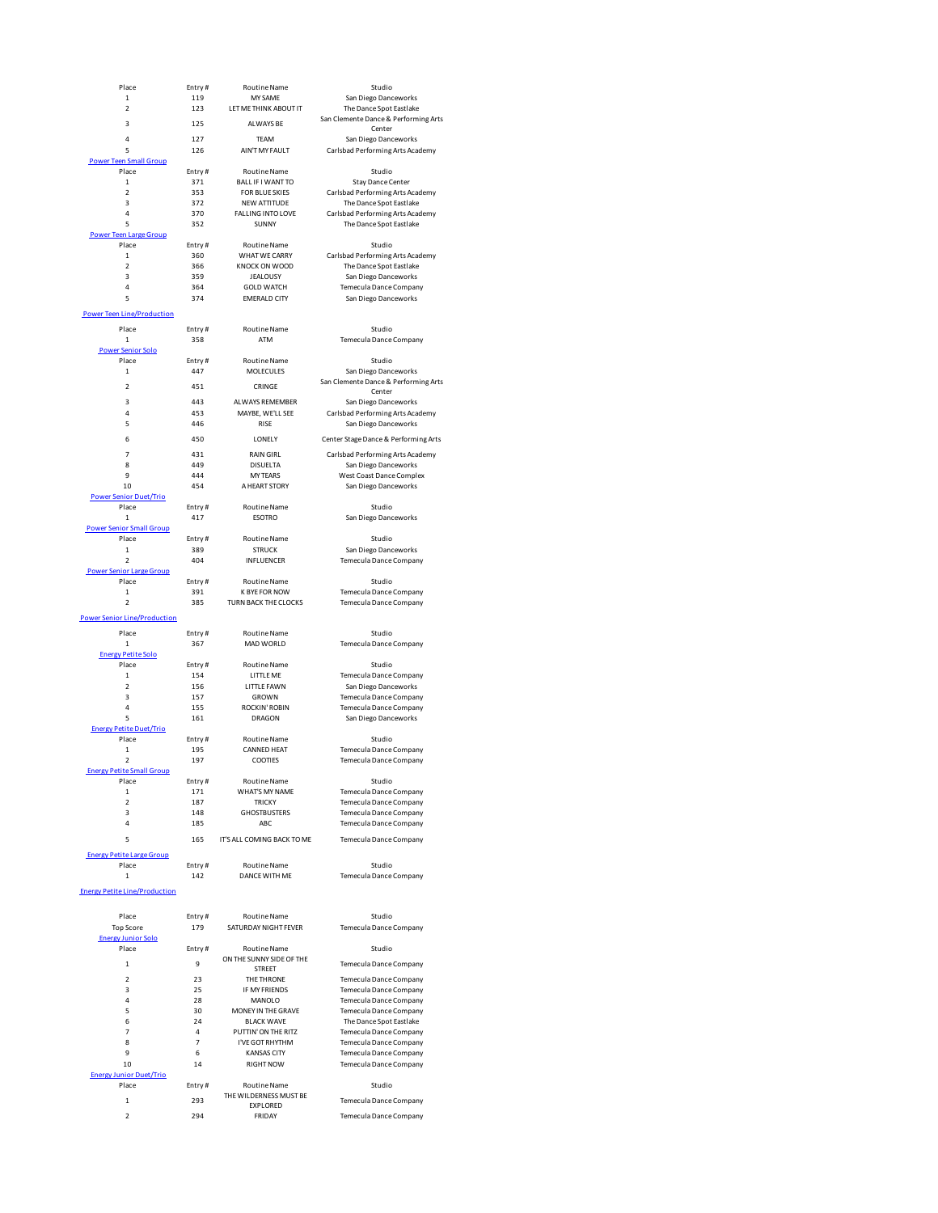| Place | Entry # | Routine Name | Studio |
|---|---|---|---|
| 1 | 119 | MY SAME | San Diego Danceworks |
| 2 | 123 | LET ME THINK ABOUT IT | The Dance Spot Eastlake |
| 3 | 125 | ALWAYS BE | San Clemente Dance & Performing Arts Center |
| 4 | 127 | TEAM | San Diego Danceworks |
| 5 | 126 | AIN'T MY FAULT | Carlsbad Performing Arts Academy |

### Power Teen Small Group

| Place | Entry # | Routine Name | Studio |
|---|---|---|---|
| 1 | 371 | BALL IF I WANT TO | Stay Dance Center |
| 2 | 353 | FOR BLUE SKIES | Carlsbad Performing Arts Academy |
| 3 | 372 | NEW ATTITUDE | The Dance Spot Eastlake |
| 4 | 370 | FALLING INTO LOVE | Carlsbad Performing Arts Academy |
| 5 | 352 | SUNNY | The Dance Spot Eastlake |

### Power Teen Large Group

| Place | Entry # | Routine Name | Studio |
|---|---|---|---|
| 1 | 360 | WHAT WE CARRY | Carlsbad Performing Arts Academy |
| 2 | 366 | KNOCK ON WOOD | The Dance Spot Eastlake |
| 3 | 359 | JEALOUSY | San Diego Danceworks |
| 4 | 364 | GOLD WATCH | Temecula Dance Company |
| 5 | 374 | EMERALD CITY | San Diego Danceworks |

### Power Teen Line/Production

| Place | Entry # | Routine Name | Studio |
|---|---|---|---|
| 1 | 358 | ATM | Temecula Dance Company |

### Power Senior Solo

| Place | Entry # | Routine Name | Studio |
|---|---|---|---|
| 1 | 447 | MOLECULES | San Diego Danceworks |
| 2 | 451 | CRINGE | San Clemente Dance & Performing Arts Center |
| 3 | 443 | ALWAYS REMEMBER | San Diego Danceworks |
| 4 | 453 | MAYBE, WE'LL SEE | Carlsbad Performing Arts Academy |
| 5 | 446 | RISE | San Diego Danceworks |
| 6 | 450 | LONELY | Center Stage Dance & Performing Arts |
| 7 | 431 | RAIN GIRL | Carlsbad Performing Arts Academy |
| 8 | 449 | DISUELTA | San Diego Danceworks |
| 9 | 444 | MY TEARS | West Coast Dance Complex |
| 10 | 454 | A HEART STORY | San Diego Danceworks |

### Power Senior Duet/Trio

| Place | Entry # | Routine Name | Studio |
|---|---|---|---|
| 1 | 417 | ESOTRO | San Diego Danceworks |

### Power Senior Small Group

| Place | Entry # | Routine Name | Studio |
|---|---|---|---|
| 1 | 389 | STRUCK | San Diego Danceworks |
| 2 | 404 | INFLUENCER | Temecula Dance Company |

### Power Senior Large Group

| Place | Entry # | Routine Name | Studio |
|---|---|---|---|
| 1 | 391 | K BYE FOR NOW | Temecula Dance Company |
| 2 | 385 | TURN BACK THE CLOCKS | Temecula Dance Company |

### Power Senior Line/Production

| Place | Entry # | Routine Name | Studio |
|---|---|---|---|
| 1 | 367 | MAD WORLD | Temecula Dance Company |

### Energy Petite Solo

| Place | Entry # | Routine Name | Studio |
|---|---|---|---|
| 1 | 154 | LITTLE ME | Temecula Dance Company |
| 2 | 156 | LITTLE FAWN | San Diego Danceworks |
| 3 | 157 | GROWN | Temecula Dance Company |
| 4 | 155 | ROCKIN' ROBIN | Temecula Dance Company |
| 5 | 161 | DRAGON | San Diego Danceworks |

### Energy Petite Duet/Trio

| Place | Entry # | Routine Name | Studio |
|---|---|---|---|
| 1 | 195 | CANNED HEAT | Temecula Dance Company |
| 2 | 197 | COOTIES | Temecula Dance Company |

### Energy Petite Small Group

| Place | Entry # | Routine Name | Studio |
|---|---|---|---|
| 1 | 171 | WHAT'S MY NAME | Temecula Dance Company |
| 2 | 187 | TRICKY | Temecula Dance Company |
| 3 | 148 | GHOSTBUSTERS | Temecula Dance Company |
| 4 | 185 | ABC | Temecula Dance Company |
| 5 | 165 | IT'S ALL COMING BACK TO ME | Temecula Dance Company |

### Energy Petite Large Group

| Place | Entry # | Routine Name | Studio |
|---|---|---|---|
| 1 | 142 | DANCE WITH ME | Temecula Dance Company |

### Energy Petite Line/Production

| Place | Entry # | Routine Name | Studio |
|---|---|---|---|
| Top Score | 179 | SATURDAY NIGHT FEVER | Temecula Dance Company |

### Energy Junior Solo

| Place | Entry # | Routine Name | Studio |
|---|---|---|---|
| 1 | 9 | ON THE SUNNY SIDE OF THE STREET | Temecula Dance Company |
| 2 | 23 | THE THRONE | Temecula Dance Company |
| 3 | 25 | IF MY FRIENDS | Temecula Dance Company |
| 4 | 28 | MANOLO | Temecula Dance Company |
| 5 | 30 | MONEY IN THE GRAVE | Temecula Dance Company |
| 6 | 24 | BLACK WAVE | The Dance Spot Eastlake |
| 7 | 4 | PUTTIN' ON THE RITZ | Temecula Dance Company |
| 8 | 7 | I'VE GOT RHYTHM | Temecula Dance Company |
| 9 | 6 | KANSAS CITY | Temecula Dance Company |
| 10 | 14 | RIGHT NOW | Temecula Dance Company |

### Energy Junior Duet/Trio

| Place | Entry # | Routine Name | Studio |
|---|---|---|---|
| 1 | 293 | THE WILDERNESS MUST BE EXPLORED | Temecula Dance Company |
| 2 | 294 | FRIDAY | Temecula Dance Company |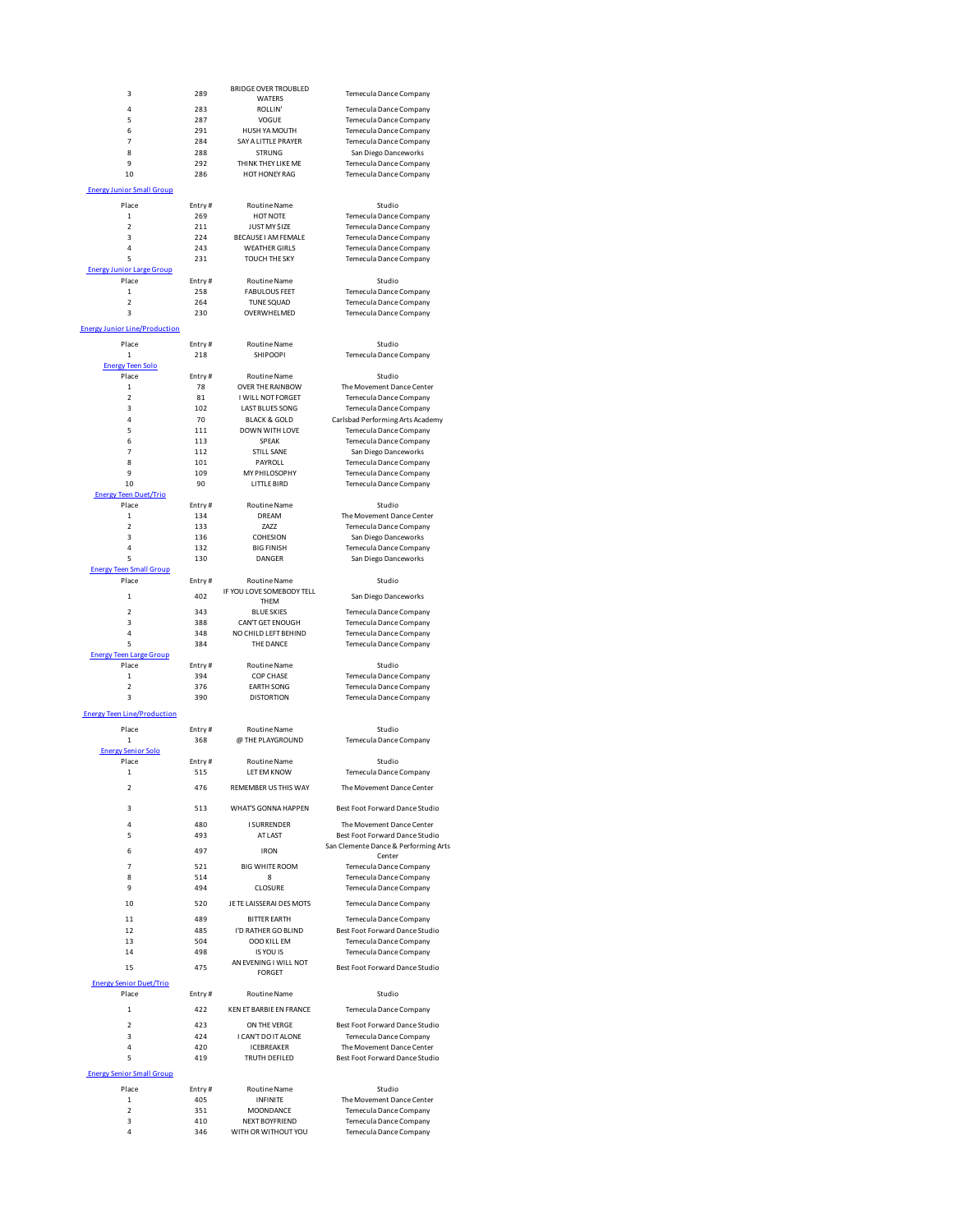| Place | Entry # | Routine Name | Studio |
|---|---|---|---|
| 3 | 289 | BRIDGE OVER TROUBLED WATERS | Temecula Dance Company |
| 4 | 283 | ROLLIN' | Temecula Dance Company |
| 5 | 287 | VOGUE | Temecula Dance Company |
| 6 | 291 | HUSH YA MOUTH | Temecula Dance Company |
| 7 | 284 | SAY A LITTLE PRAYER | Temecula Dance Company |
| 8 | 288 | STRUNG | San Diego Danceworks |
| 9 | 292 | THINK THEY LIKE ME | Temecula Dance Company |
| 10 | 286 | HOT HONEY RAG | Temecula Dance Company |

## Energy Junior Small Group

| Place | Entry # | Routine Name | Studio |
|---|---|---|---|
| 1 | 269 | HOT NOTE | Temecula Dance Company |
| 2 | 211 | JUST MY $IZE | Temecula Dance Company |
| 3 | 224 | BECAUSE I AM FEMALE | Temecula Dance Company |
| 4 | 243 | WEATHER GIRLS | Temecula Dance Company |
| 5 | 231 | TOUCH THE SKY | Temecula Dance Company |

## Energy Junior Large Group

| Place | Entry # | Routine Name | Studio |
|---|---|---|---|
| 1 | 258 | FABULOUS FEET | Temecula Dance Company |
| 2 | 264 | TUNE SQUAD | Temecula Dance Company |
| 3 | 230 | OVERWHELMED | Temecula Dance Company |

## Energy Junior Line/Production

| Place | Entry # | Routine Name | Studio |
|---|---|---|---|
| 1 | 218 | SHIPOOPI | Temecula Dance Company |

## Energy Teen Solo

| Place | Entry # | Routine Name | Studio |
|---|---|---|---|
| 1 | 78 | OVER THE RAINBOW | The Movement Dance Center |
| 2 | 81 | I WILL NOT FORGET | Temecula Dance Company |
| 3 | 102 | LAST BLUES SONG | Temecula Dance Company |
| 4 | 70 | BLACK & GOLD | Carlsbad Performing Arts Academy |
| 5 | 111 | DOWN WITH LOVE | Temecula Dance Company |
| 6 | 113 | SPEAK | Temecula Dance Company |
| 7 | 112 | STILL SANE | San Diego Danceworks |
| 8 | 101 | PAYROLL | Temecula Dance Company |
| 9 | 109 | MY PHILOSOPHY | Temecula Dance Company |
| 10 | 90 | LITTLE BIRD | Temecula Dance Company |

## Energy Teen Duet/Trio

| Place | Entry # | Routine Name | Studio |
|---|---|---|---|
| 1 | 134 | DREAM | The Movement Dance Center |
| 2 | 133 | ZAZZ | Temecula Dance Company |
| 3 | 136 | COHESION | San Diego Danceworks |
| 4 | 132 | BIG FINISH | Temecula Dance Company |
| 5 | 130 | DANGER | San Diego Danceworks |

## Energy Teen Small Group

| Place | Entry # | Routine Name | Studio |
|---|---|---|---|
| 1 | 402 | IF YOU LOVE SOMEBODY TELL THEM | San Diego Danceworks |
| 2 | 343 | BLUE SKIES | Temecula Dance Company |
| 3 | 388 | CAN'T GET ENOUGH | Temecula Dance Company |
| 4 | 348 | NO CHILD LEFT BEHIND | Temecula Dance Company |
| 5 | 384 | THE DANCE | Temecula Dance Company |

## Energy Teen Large Group

| Place | Entry # | Routine Name | Studio |
|---|---|---|---|
| 1 | 394 | COP CHASE | Temecula Dance Company |
| 2 | 376 | EARTH SONG | Temecula Dance Company |
| 3 | 390 | DISTORTION | Temecula Dance Company |

## Energy Teen Line/Production

| Place | Entry # | Routine Name | Studio |
|---|---|---|---|
| 1 | 368 | @ THE PLAYGROUND | Temecula Dance Company |

## Energy Senior Solo

| Place | Entry # | Routine Name | Studio |
|---|---|---|---|
| 1 | 515 | LET EM KNOW | Temecula Dance Company |
| 2 | 476 | REMEMBER US THIS WAY | The Movement Dance Center |
| 3 | 513 | WHAT'S GONNA HAPPEN | Best Foot Forward Dance Studio |
| 4 | 480 | I SURRENDER | The Movement Dance Center |
| 5 | 493 | AT LAST | Best Foot Forward Dance Studio |
| 6 | 497 | IRON | San Clemente Dance & Performing Arts Center |
| 7 | 521 | BIG WHITE ROOM | Temecula Dance Company |
| 8 | 514 | 8 | Temecula Dance Company |
| 9 | 494 | CLOSURE | Temecula Dance Company |
| 10 | 520 | JE TE LAISSERAI DES MOTS | Temecula Dance Company |
| 11 | 489 | BITTER EARTH | Temecula Dance Company |
| 12 | 485 | I'D RATHER GO BLIND | Best Foot Forward Dance Studio |
| 13 | 504 | OOO KILL EM | Temecula Dance Company |
| 14 | 498 | IS YOU IS | Temecula Dance Company |
| 15 | 475 | AN EVENING I WILL NOT FORGET | Best Foot Forward Dance Studio |

## Energy Senior Duet/Trio

| Place | Entry # | Routine Name | Studio |
|---|---|---|---|
| 1 | 422 | KEN ET BARBIE EN FRANCE | Temecula Dance Company |
| 2 | 423 | ON THE VERGE | Best Foot Forward Dance Studio |
| 3 | 424 | I CAN'T DO IT ALONE | Temecula Dance Company |
| 4 | 420 | ICEBREAKER | The Movement Dance Center |
| 5 | 419 | TRUTH DEFILED | Best Foot Forward Dance Studio |

## Energy Senior Small Group

| Place | Entry # | Routine Name | Studio |
|---|---|---|---|
| 1 | 405 | INFINITE | The Movement Dance Center |
| 2 | 351 | MOONDANCE | Temecula Dance Company |
| 3 | 410 | NEXT BOYFRIEND | Temecula Dance Company |
| 4 | 346 | WITH OR WITHOUT YOU | Temecula Dance Company |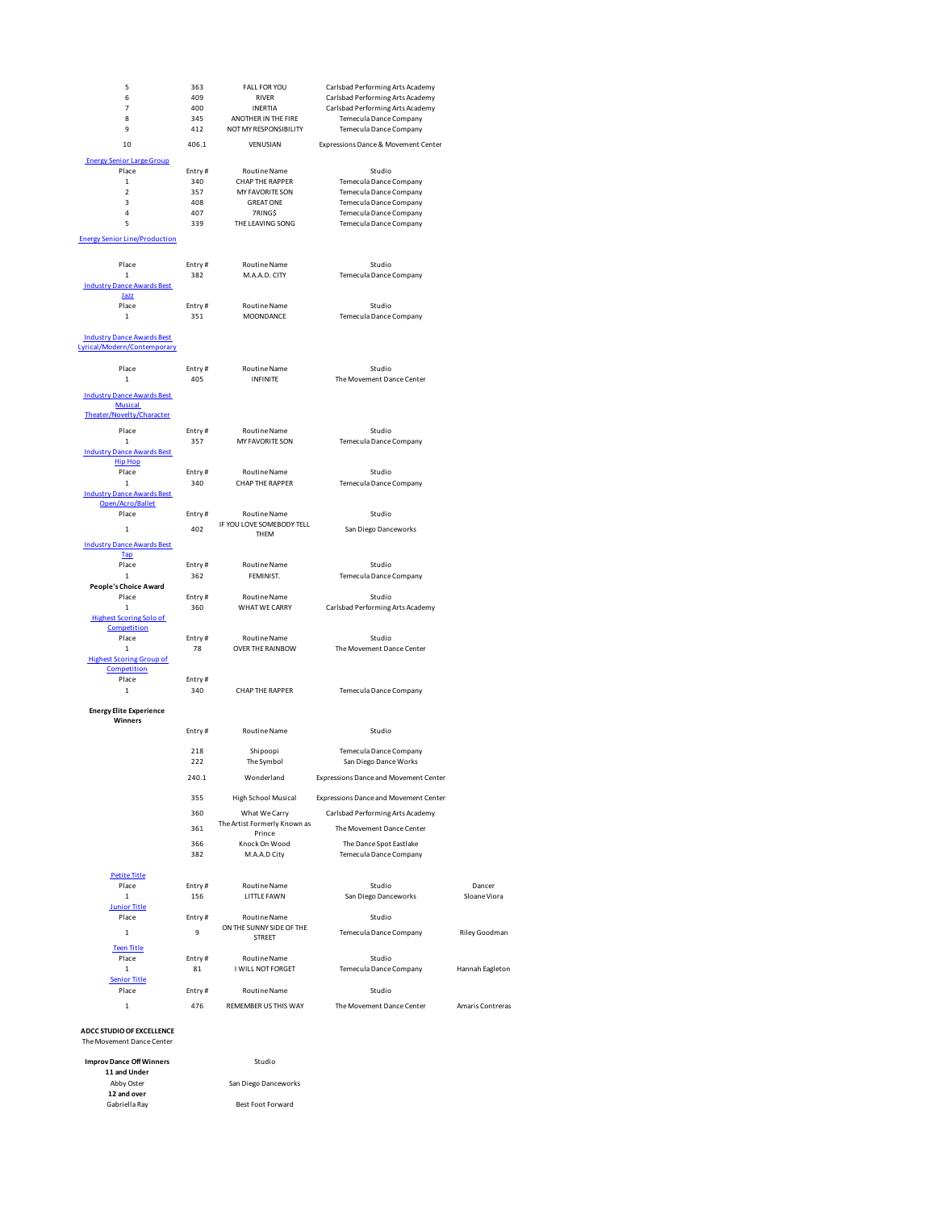| Place | Entry # | Routine Name | Studio |
|---|---|---|---|
| 5 | 363 | FALL FOR YOU | Carlsbad Performing Arts Academy |
| 6 | 409 | RIVER | Carlsbad Performing Arts Academy |
| 7 | 400 | INERTIA | Carlsbad Performing Arts Academy |
| 8 | 345 | ANOTHER IN THE FIRE | Temecula Dance Company |
| 9 | 412 | NOT MY RESPONSIBILITY | Temecula Dance Company |
| 10 | 406.1 | VENUSIAN | Expressions Dance & Movement Center |

**Energy Senior Large Group**

| Place | Entry # | Routine Name | Studio |
|---|---|---|---|
| 1 | 340 | CHAP THE RAPPER | Temecula Dance Company |
| 2 | 357 | MY FAVORITE SON | Temecula Dance Company |
| 3 | 408 | GREAT ONE | Temecula Dance Company |
| 4 | 407 | 7RING$ | Temecula Dance Company |
| 5 | 339 | THE LEAVING SONG | Temecula Dance Company |

**Energy Senior Line/Production**

| Place | Entry # | Routine Name | Studio |
|---|---|---|---|
| 1 | 382 | M.A.A.D. CITY | Temecula Dance Company |

**Industry Dance Awards Best Jazz**

| Place | Entry # | Routine Name | Studio |
|---|---|---|---|
| 1 | 351 | MOONDANCE | Temecula Dance Company |

**Industry Dance Awards Best Lyrical/Modern/Contemporary**

| Place | Entry # | Routine Name | Studio |
|---|---|---|---|
| 1 | 405 | INFINITE | The Movement Dance Center |

**Industry Dance Awards Best Musical Theater/Novelty/Character**

| Place | Entry # | Routine Name | Studio |
|---|---|---|---|
| 1 | 357 | MY FAVORITE SON | Temecula Dance Company |

**Industry Dance Awards Best Hip Hop**

| Place | Entry # | Routine Name | Studio |
|---|---|---|---|
| 1 | 340 | CHAP THE RAPPER | Temecula Dance Company |

**Industry Dance Awards Best Open/Acro/Ballet**

| Place | Entry # | Routine Name | Studio |
|---|---|---|---|
| 1 | 402 | IF YOU LOVE SOMEBODY TELL THEM | San Diego Danceworks |

**Industry Dance Awards Best Tap**

| Place | Entry # | Routine Name | Studio |
|---|---|---|---|
| 1 | 362 | FEMINIST. | Temecula Dance Company |

**People's Choice Award**

| Place | Entry # | Routine Name | Studio |
|---|---|---|---|
| 1 | 360 | WHAT WE CARRY | Carlsbad Performing Arts Academy |

**Highest Scoring Solo of Competition**

| Place | Entry # | Routine Name | Studio |
|---|---|---|---|
| 1 | 78 | OVER THE RAINBOW | The Movement Dance Center |

**Highest Scoring Group of Competition**

| Place | Entry # | | |
|---|---|---|---|
| 1 | 340 | CHAP THE RAPPER | Temecula Dance Company |

**Energy Elite Experience Winners**

| Entry # | Routine Name | Studio |
|---|---|---|
| 218 | Shipoopi | Temecula Dance Company |
| 222 | The Symbol | San Diego Dance Works |
| 240.1 | Wonderland | Expressions Dance and Movement Center |
| 355 | High School Musical | Expressions Dance and Movement Center |
| 360 | What We Carry | Carlsbad Performing Arts Academy |
| 361 | The Artist Formerly Known as Prince | The Movement Dance Center |
| 366 | Knock On Wood | The Dance Spot Eastlake |
| 382 | M.A.A.D City | Temecula Dance Company |

**Petite Title**

| Place | Entry # | Routine Name | Studio | Dancer |
|---|---|---|---|---|
| 1 | 156 | LITTLE FAWN | San Diego Danceworks | Sloane Viora |

**Junior Title**

| Place | Entry # | Routine Name | Studio | |
|---|---|---|---|---|
| 1 | 9 | ON THE SUNNY SIDE OF THE STREET | Temecula Dance Company | Riley Goodman |

**Teen Title**

| Place | Entry # | Routine Name | Studio | |
|---|---|---|---|---|
| 1 | 81 | I WILL NOT FORGET | Temecula Dance Company | Hannah Eagleton |

**Senior Title**

| Place | Entry # | Routine Name | Studio | |
|---|---|---|---|---|
| 1 | 476 | REMEMBER US THIS WAY | The Movement Dance Center | Amaris Contreras |

**ADCC STUDIO OF EXCELLENCE**

The Movement Dance Center

| Improv Dance Off Winners | Studio |
|---|---|
| **11 and Under** | |
| Abby Oster | San Diego Danceworks |
| **12 and over** | |
| Gabriella Ray | Best Foot Forward |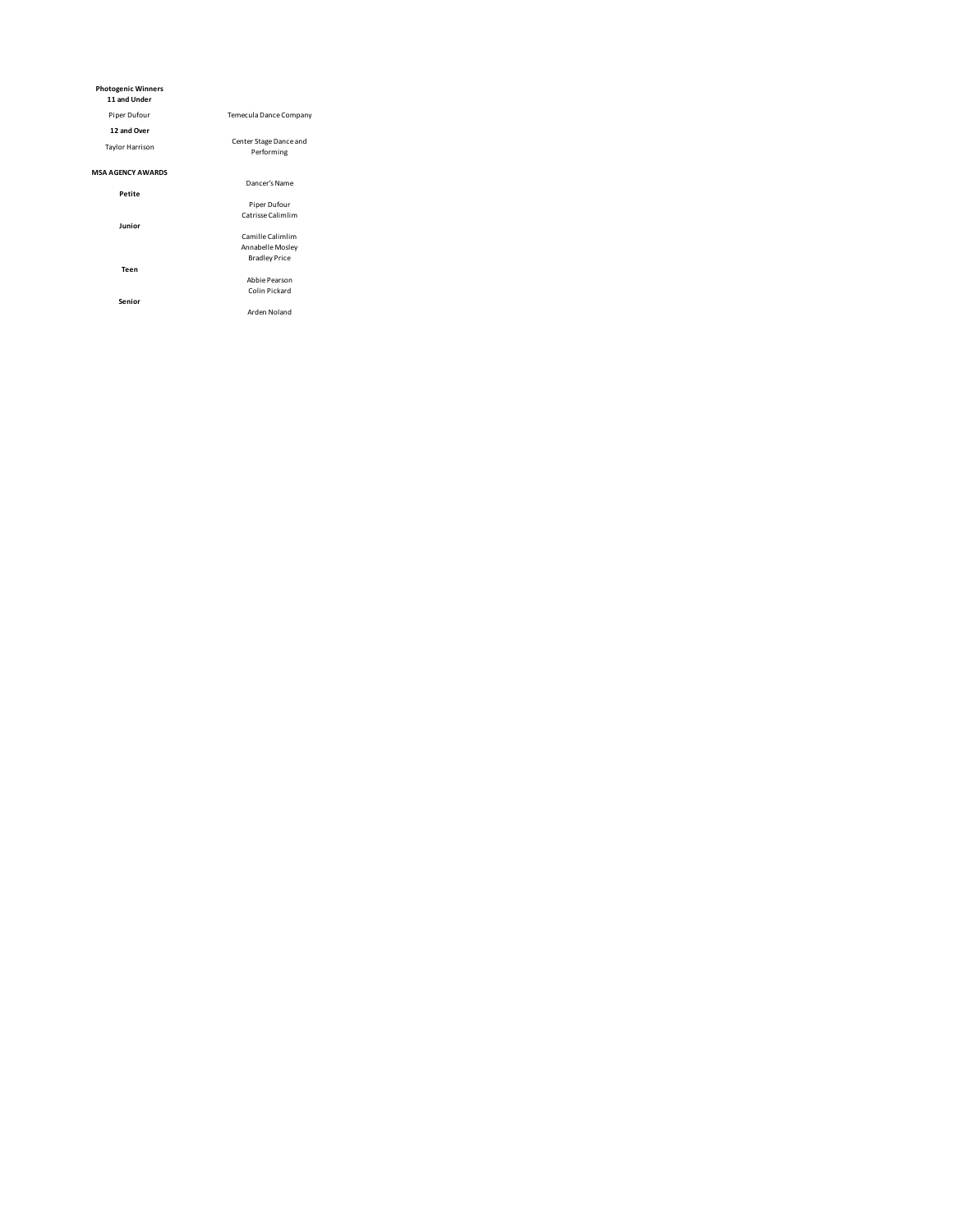**Photogenic Winners**

**11 and Under**

| | |
|---|---|
| Piper Dufour | Temecula Dance Company |

**12 and Over**

| | |
|---|---|
| Taylor Harrison | Center Stage Dance and Performing |

**MSA AGENCY AWARDS**

| | Dancer's Name |
|---|---|
| **Petite** | |
| | Piper Dufour |
| | Catrisse Calimlim |
| **Junior** | |
| | Camille Calimlim |
| | Annabelle Mosley |
| | Bradley Price |
| **Teen** | |
| | Abbie Pearson |
| | Colin Pickard |
| **Senior** | |
| | Arden Noland |